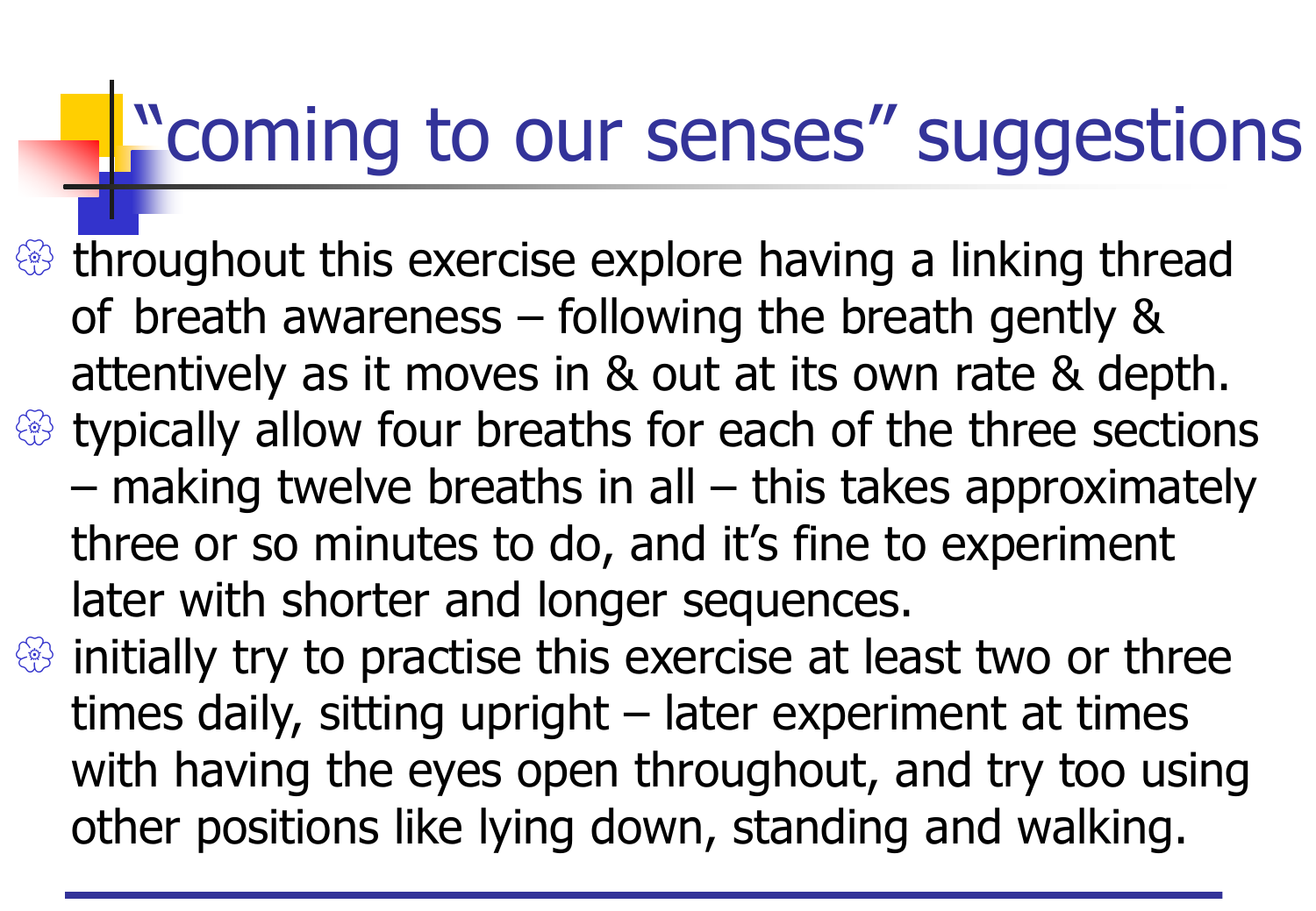# "coming to our senses" suggestions

- throughout this exercise explore having a linking thread of breath awareness – following the breath gently & attentively as it moves in & out at its own rate & depth.
- typically allow four breaths for each of the three sections – making twelve breaths in all – this takes approximately three or so minutes to do, and it's fine to experiment later with shorter and longer sequences.
- initially try to practise this exercise at least two or three times daily, sitting upright – later experiment at times with having the eyes open throughout, and try too using other positions like lying down, standing and walking.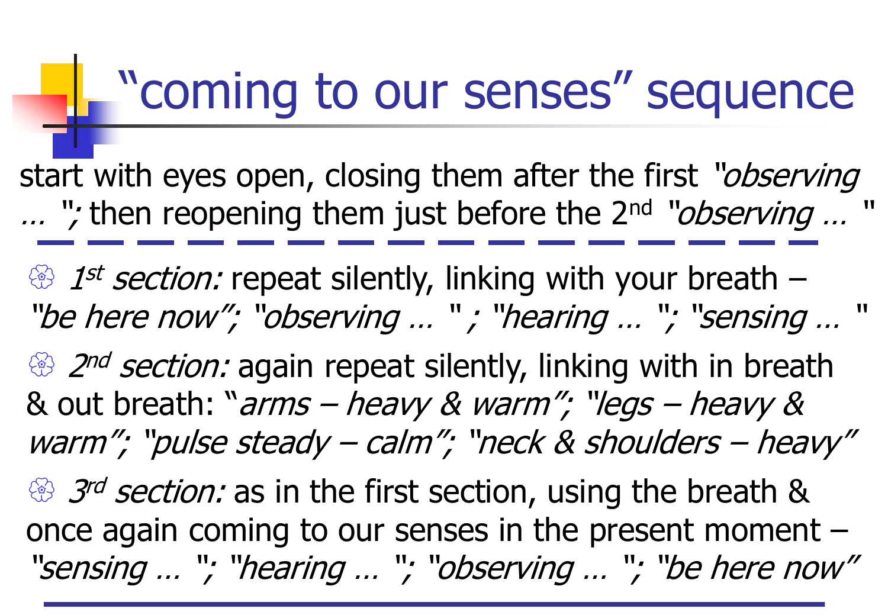# "coming to our senses" sequence

start with eyes open, closing them after the first *"observing … "*; then reopening them just before the 2nd *"observing … "*

- *1st section:* repeat silently, linking with your breath – *"be here now"; "observing … " ; "hearing … "; "sensing … "*
- *2nd section:* again repeat silently, linking with in breath & out breath: "*arms – heavy & warm"; "legs – heavy & warm"; "pulse steady – calm"; "neck & shoulders – heavy"*
- *3rd section:* as in the first section, using the breath & once again coming to our senses in the present moment – *"sensing … "; "hearing … "; "observing … "; "be here now"*